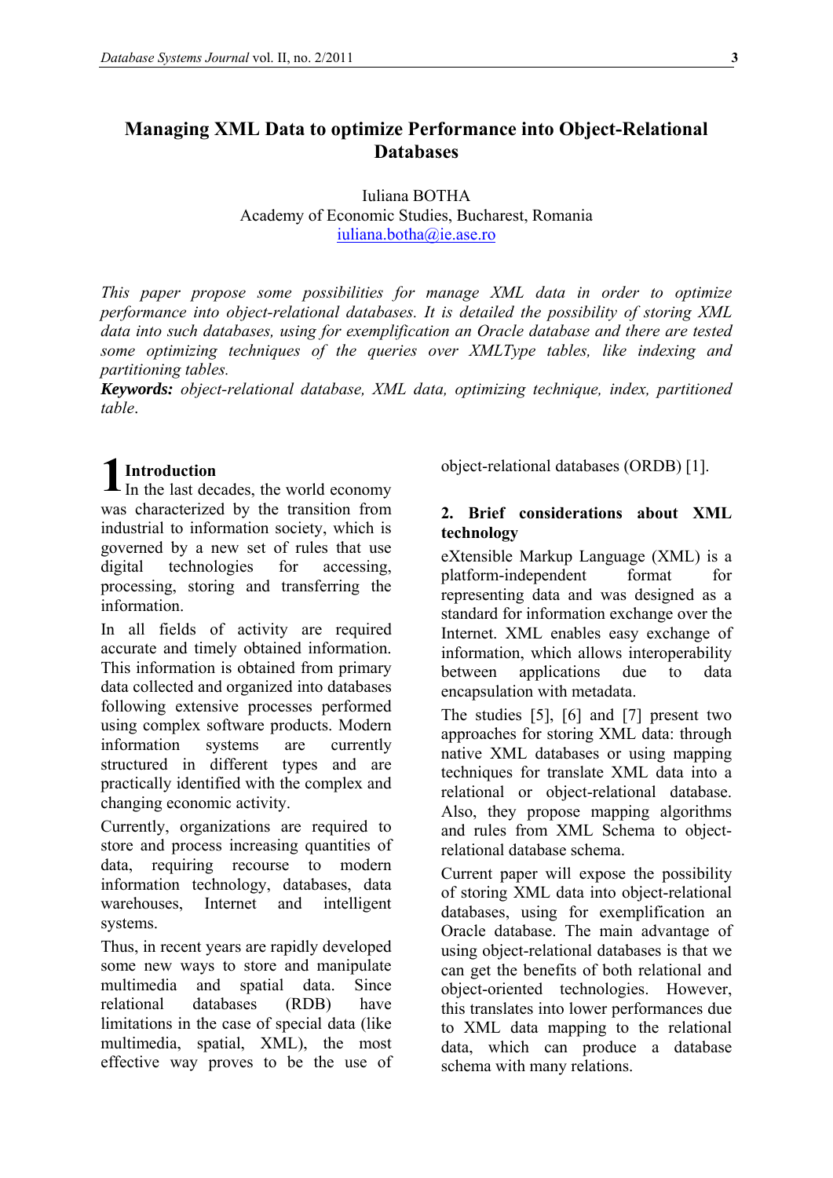# Managing XML Data to optimize Performance into Object-Relational Databases

Iuliana BOTHA
Academy of Economic Studies, Bucharest, Romania
iuliana.botha@ie.ase.ro

*This paper propose some possibilities for manage XML data in order to optimize performance into object-relational databases. It is detailed the possibility of storing XML data into such databases, using for exemplification an Oracle database and there are tested some optimizing techniques of the queries over XMLType tables, like indexing and partitioning tables.*

***Keywords:*** *object-relational database, XML data, optimizing technique, index, partitioned table*.

## 1 Introduction

In the last decades, the world economy was characterized by the transition from industrial to information society, which is governed by a new set of rules that use digital technologies for accessing, processing, storing and transferring the information.

In all fields of activity are required accurate and timely obtained information. This information is obtained from primary data collected and organized into databases following extensive processes performed using complex software products. Modern information systems are currently structured in different types and are practically identified with the complex and changing economic activity.

Currently, organizations are required to store and process increasing quantities of data, requiring recourse to modern information technology, databases, data warehouses, Internet and intelligent systems.

Thus, in recent years are rapidly developed some new ways to store and manipulate multimedia and spatial data. Since relational databases (RDB) have limitations in the case of special data (like multimedia, spatial, XML), the most effective way proves to be the use of object-relational databases (ORDB) [1].

## 2. Brief considerations about XML technology

eXtensible Markup Language (XML) is a platform-independent format for representing data and was designed as a standard for information exchange over the Internet. XML enables easy exchange of information, which allows interoperability between applications due to data encapsulation with metadata.

The studies [5], [6] and [7] present two approaches for storing XML data: through native XML databases or using mapping techniques for translate XML data into a relational or object-relational database. Also, they propose mapping algorithms and rules from XML Schema to object-relational database schema.

Current paper will expose the possibility of storing XML data into object-relational databases, using for exemplification an Oracle database. The main advantage of using object-relational databases is that we can get the benefits of both relational and object-oriented technologies. However, this translates into lower performances due to XML data mapping to the relational data, which can produce a database schema with many relations.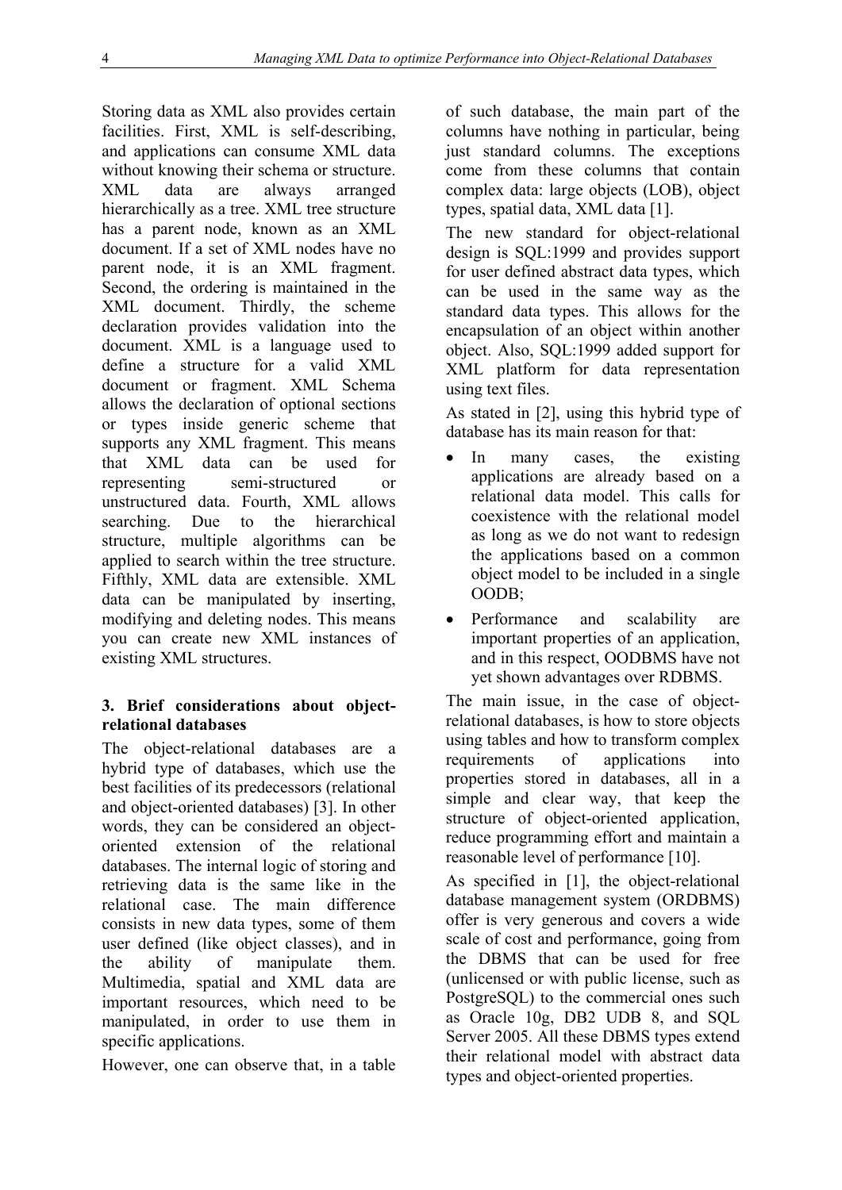Storing data as XML also provides certain facilities. First, XML is self-describing, and applications can consume XML data without knowing their schema or structure. XML data are always arranged hierarchically as a tree. XML tree structure has a parent node, known as an XML document. If a set of XML nodes have no parent node, it is an XML fragment. Second, the ordering is maintained in the XML document. Thirdly, the scheme declaration provides validation into the document. XML is a language used to define a structure for a valid XML document or fragment. XML Schema allows the declaration of optional sections or types inside generic scheme that supports any XML fragment. This means that XML data can be used for representing semi-structured or unstructured data. Fourth, XML allows searching. Due to the hierarchical structure, multiple algorithms can be applied to search within the tree structure. Fifthly, XML data are extensible. XML data can be manipulated by inserting, modifying and deleting nodes. This means you can create new XML instances of existing XML structures.

### 3. Brief considerations about object-relational databases

The object-relational databases are a hybrid type of databases, which use the best facilities of its predecessors (relational and object-oriented databases) [3]. In other words, they can be considered an object-oriented extension of the relational databases. The internal logic of storing and retrieving data is the same like in the relational case. The main difference consists in new data types, some of them user defined (like object classes), and in the ability of manipulate them. Multimedia, spatial and XML data are important resources, which need to be manipulated, in order to use them in specific applications.

However, one can observe that, in a table of such database, the main part of the columns have nothing in particular, being just standard columns. The exceptions come from these columns that contain complex data: large objects (LOB), object types, spatial data, XML data [1].

The new standard for object-relational design is SQL:1999 and provides support for user defined abstract data types, which can be used in the same way as the standard data types. This allows for the encapsulation of an object within another object. Also, SQL:1999 added support for XML platform for data representation using text files.

As stated in [2], using this hybrid type of database has its main reason for that:

- In many cases, the existing applications are already based on a relational data model. This calls for coexistence with the relational model as long as we do not want to redesign the applications based on a common object model to be included in a single OODB;
- Performance and scalability are important properties of an application, and in this respect, OODBMS have not yet shown advantages over RDBMS.

The main issue, in the case of object-relational databases, is how to store objects using tables and how to transform complex requirements of applications into properties stored in databases, all in a simple and clear way, that keep the structure of object-oriented application, reduce programming effort and maintain a reasonable level of performance [10].

As specified in [1], the object-relational database management system (ORDBMS) offer is very generous and covers a wide scale of cost and performance, going from the DBMS that can be used for free (unlicensed or with public license, such as PostgreSQL) to the commercial ones such as Oracle 10g, DB2 UDB 8, and SQL Server 2005. All these DBMS types extend their relational model with abstract data types and object-oriented properties.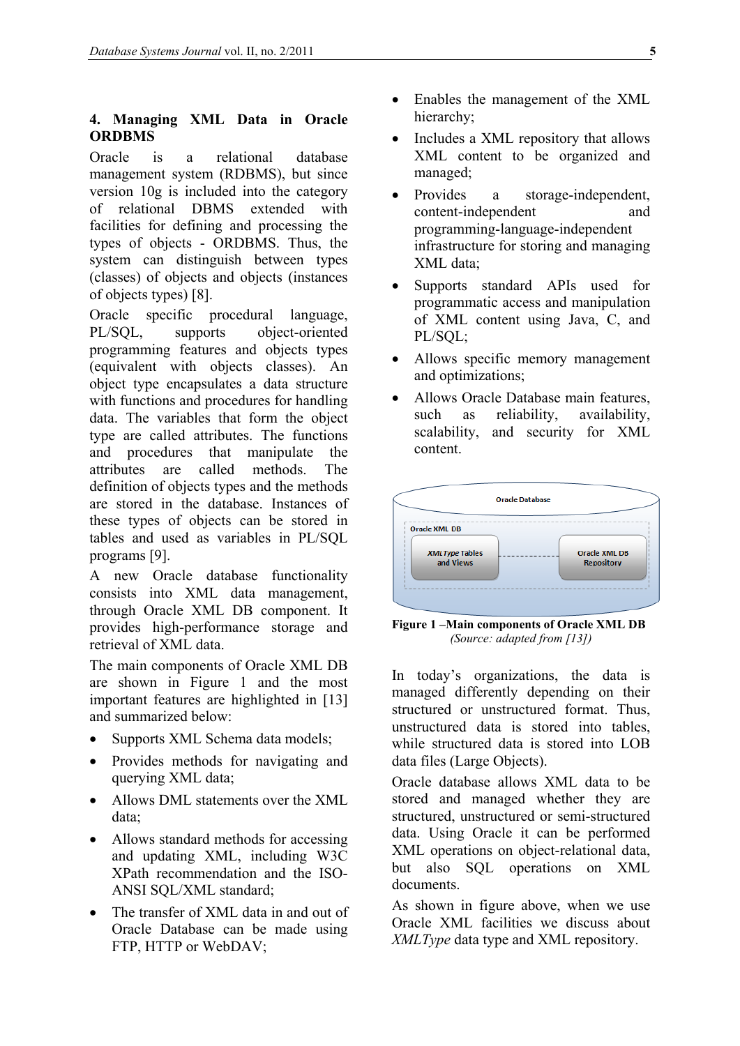## 4. Managing XML Data in Oracle ORDBMS

Oracle is a relational database management system (RDBMS), but since version 10g is included into the category of relational DBMS extended with facilities for defining and processing the types of objects - ORDBMS. Thus, the system can distinguish between types (classes) of objects and objects (instances of objects types) [8].

Oracle specific procedural language, PL/SQL, supports object-oriented programming features and objects types (equivalent with objects classes). An object type encapsulates a data structure with functions and procedures for handling data. The variables that form the object type are called attributes. The functions and procedures that manipulate the attributes are called methods. The definition of objects types and the methods are stored in the database. Instances of these types of objects can be stored in tables and used as variables in PL/SQL programs [9].

A new Oracle database functionality consists into XML data management, through Oracle XML DB component. It provides high-performance storage and retrieval of XML data.

The main components of Oracle XML DB are shown in Figure 1 and the most important features are highlighted in [13] and summarized below:

- Supports XML Schema data models;
- Provides methods for navigating and querying XML data;
- Allows DML statements over the XML data;
- Allows standard methods for accessing and updating XML, including W3C XPath recommendation and the ISO-ANSI SQL/XML standard;
- The transfer of XML data in and out of Oracle Database can be made using FTP, HTTP or WebDAV;
- Enables the management of the XML hierarchy;
- Includes a XML repository that allows XML content to be organized and managed;
- Provides a storage-independent, content-independent and programming-language-independent infrastructure for storing and managing XML data;
- Supports standard APIs used for programmatic access and manipulation of XML content using Java, C, and PL/SQL;
- Allows specific memory management and optimizations;
- Allows Oracle Database main features, such as reliability, availability, scalability, and security for XML content.

Oracle Database

Oracle XML DB

*XMLType* Tables and Views

Oracle XML DB Repository

**Figure 1 –Main components of Oracle XML DB**

*(Source: adapted from [13])*

In today's organizations, the data is managed differently depending on their structured or unstructured format. Thus, unstructured data is stored into tables, while structured data is stored into LOB data files (Large Objects).

Oracle database allows XML data to be stored and managed whether they are structured, unstructured or semi-structured data. Using Oracle it can be performed XML operations on object-relational data, but also SQL operations on XML documents.

As shown in figure above, when we use Oracle XML facilities we discuss about *XMLType* data type and XML repository.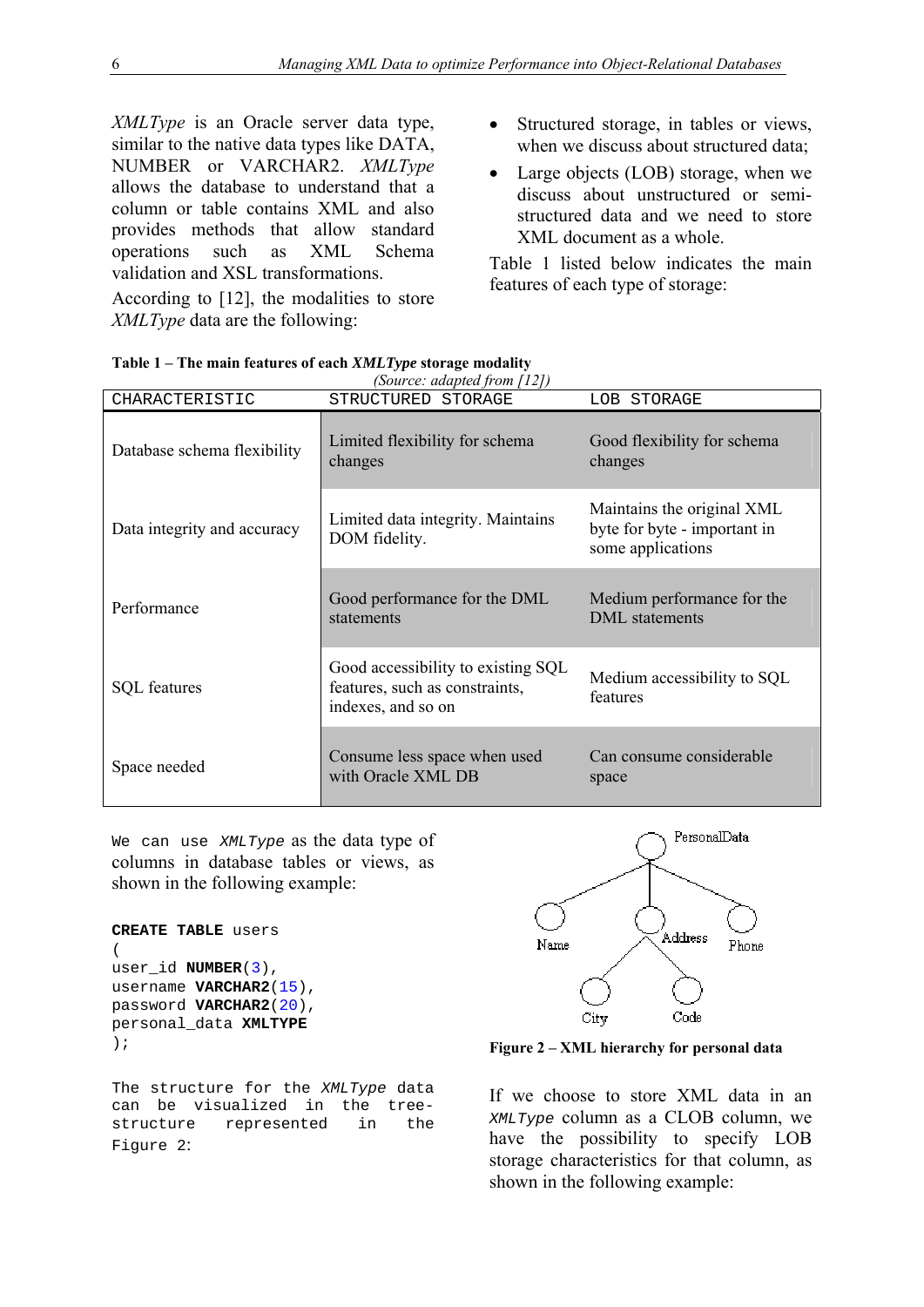*XMLType* is an Oracle server data type, similar to the native data types like DATA, NUMBER or VARCHAR2. *XMLType* allows the database to understand that a column or table contains XML and also provides methods that allow standard operations such as XML Schema validation and XSL transformations.

According to [12], the modalities to store *XMLType* data are the following:

- Structured storage, in tables or views, when we discuss about structured data;
- Large objects (LOB) storage, when we discuss about unstructured or semi-structured data and we need to store XML document as a whole.

Table 1 listed below indicates the main features of each type of storage:

**Table 1 – The main features of each *XMLType* storage modality**
*(Source: adapted from [12])*

| CHARACTERISTIC | STRUCTURED STORAGE | LOB STORAGE |
|---|---|---|
| Database schema flexibility | Limited flexibility for schema changes | Good flexibility for schema changes |
| Data integrity and accuracy | Limited data integrity. Maintains DOM fidelity. | Maintains the original XML byte for byte - important in some applications |
| Performance | Good performance for the DML statements | Medium performance for the DML statements |
| SQL features | Good accessibility to existing SQL features, such as constraints, indexes, and so on | Medium accessibility to SQL features |
| Space needed | Consume less space when used with Oracle XML DB | Can consume considerable space |

We can use *XMLType* as the data type of columns in database tables or views, as shown in the following example:

```
CREATE TABLE users
(
user_id NUMBER(3),
username VARCHAR2(15),
password VARCHAR2(20),
personal_data XMLTYPE
);
```

The structure for the *XMLType* data can be visualized in the tree-structure represented in the Figure 2:

**Figure 2 – XML hierarchy for personal data**

If we choose to store XML data in an *XMLType* column as a CLOB column, we have the possibility to specify LOB storage characteristics for that column, as shown in the following example: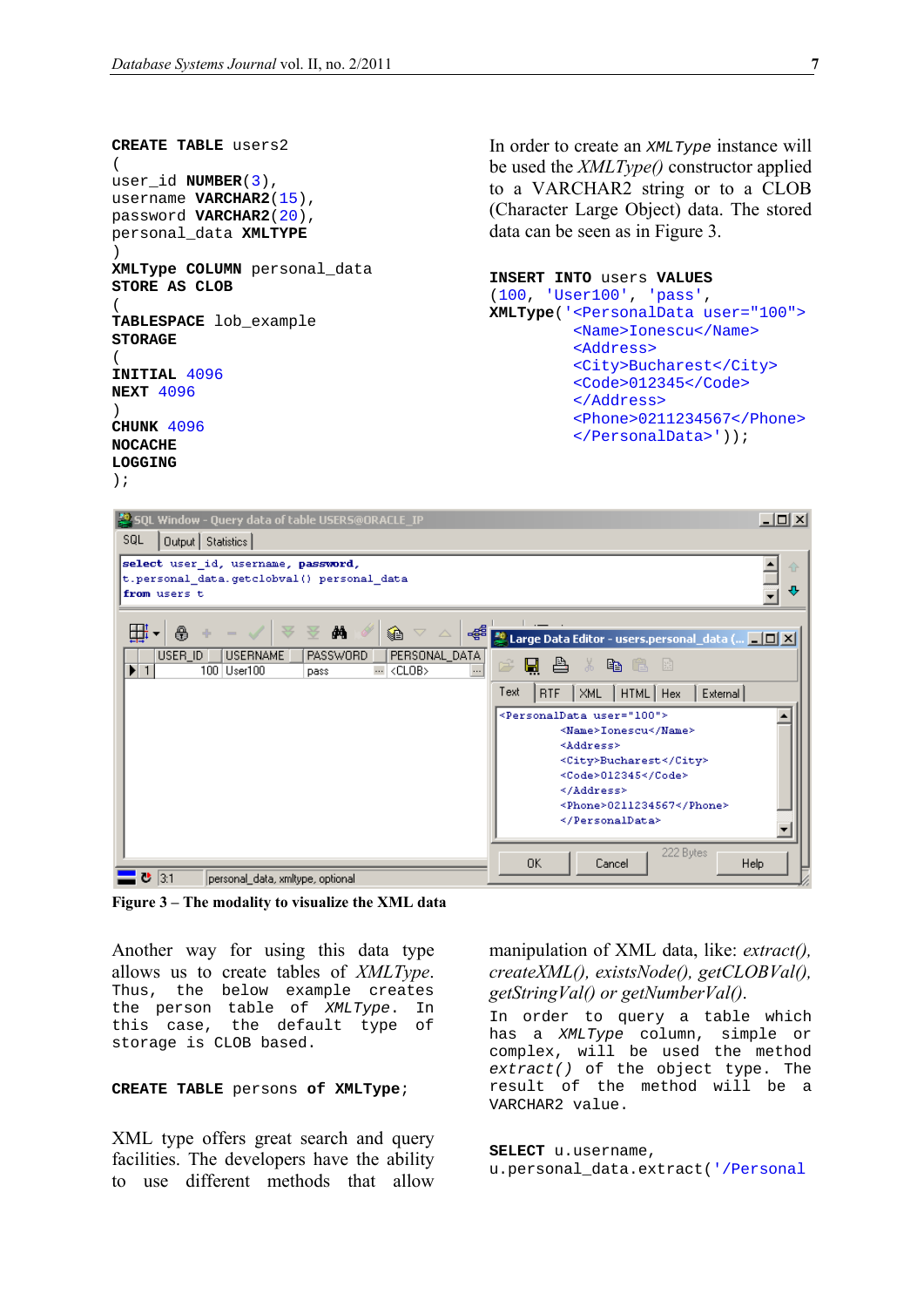```
CREATE TABLE users2
(
user_id NUMBER(3),
username VARCHAR2(15),
password VARCHAR2(20),
personal_data XMLTYPE
)
XMLType COLUMN personal_data
STORE AS CLOB
(
TABLESPACE lob_example
STORAGE
(
INITIAL 4096
NEXT 4096
)
CHUNK 4096
NOCACHE
LOGGING
);
```

In order to create an `XMLType` instance will be used the *XMLType()* constructor applied to a VARCHAR2 string or to a CLOB (Character Large Object) data. The stored data can be seen as in Figure 3.

```
INSERT INTO users VALUES
(100, 'User100', 'pass',
XMLType('<PersonalData user="100">
        <Name>Ionescu</Name>
        <Address>
        <City>Bucharest</City>
        <Code>012345</Code>
        </Address>
        <Phone>0211234567</Phone>
        </PersonalData>'));
```

**Figure 3 – The modality to visualize the XML data**

Another way for using this data type allows us to create tables of *XMLType*. Thus, the below example creates the person table of *XMLType*. In this case, the default type of storage is CLOB based.

```
CREATE TABLE persons of XMLType;
```

XML type offers great search and query facilities. The developers have the ability to use different methods that allow manipulation of XML data, like: *extract(), createXML(), existsNode(), getCLOBVal(), getStringVal() or getNumberVal()*.

In order to query a table which has a *XMLType* column, simple or complex, will be used the method *extract()* of the object type. The result of the method will be a VARCHAR2 value.

```
SELECT u.username,
u.personal_data.extract('/Personal
```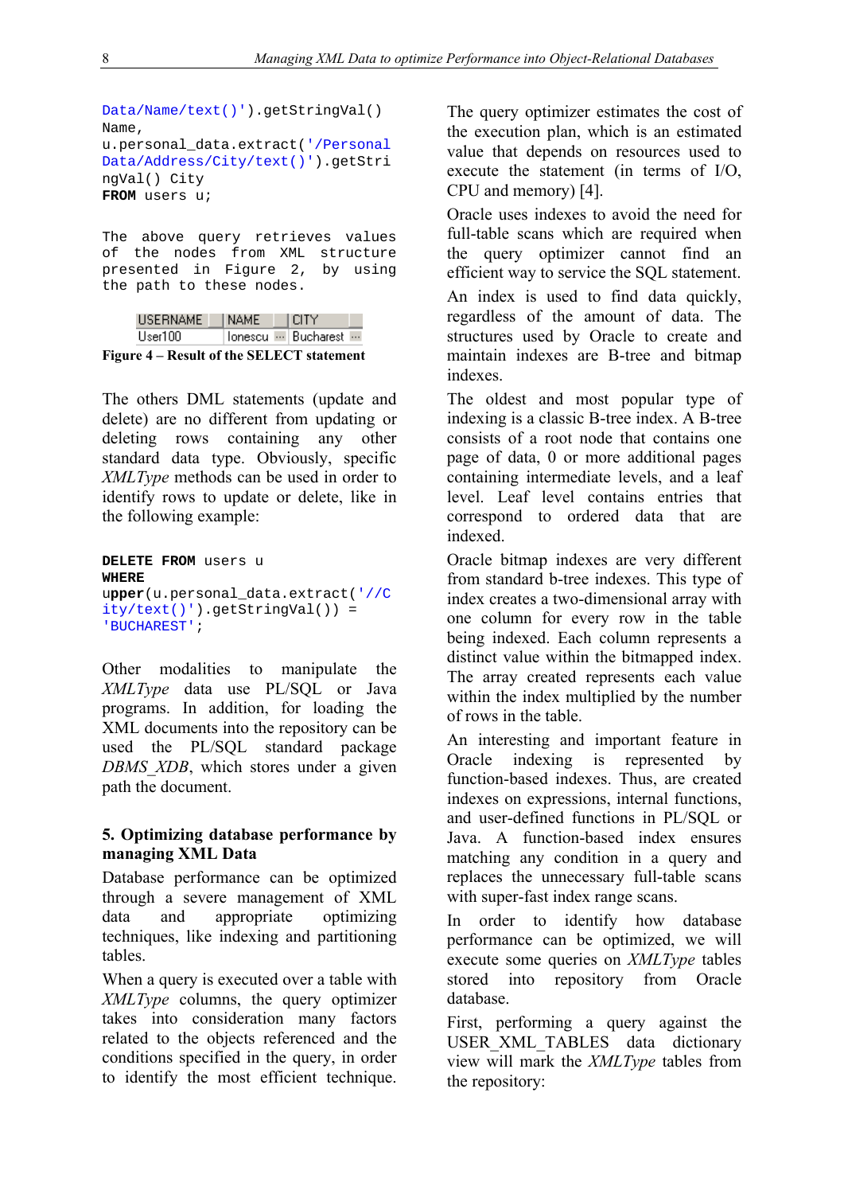```
Data/Name/text()').getStringVal()
Name,
u.personal_data.extract('/Personal
Data/Address/City/text()').getStri
ngVal() City
FROM users u;
```

The above query retrieves values of the nodes from XML structure presented in Figure 2, by using the path to these nodes.

| USERNAME | NAME | CITY |
|---|---|---|
| User100 | Ionescu | Bucharest |

**Figure 4 – Result of the SELECT statement**

The others DML statements (update and delete) are no different from updating or deleting rows containing any other standard data type. Obviously, specific *XMLType* methods can be used in order to identify rows to update or delete, like in the following example:

```
DELETE FROM users u
WHERE
upper(u.personal_data.extract('//C
ity/text()').getStringVal()) =
'BUCHAREST';
```

Other modalities to manipulate the *XMLType* data use PL/SQL or Java programs. In addition, for loading the XML documents into the repository can be used the PL/SQL standard package *DBMS_XDB*, which stores under a given path the document.

## 5. Optimizing database performance by managing XML Data

Database performance can be optimized through a severe management of XML data and appropriate optimizing techniques, like indexing and partitioning tables.

When a query is executed over a table with *XMLType* columns, the query optimizer takes into consideration many factors related to the objects referenced and the conditions specified in the query, in order to identify the most efficient technique. The query optimizer estimates the cost of the execution plan, which is an estimated value that depends on resources used to execute the statement (in terms of I/O, CPU and memory) [4].

Oracle uses indexes to avoid the need for full-table scans which are required when the query optimizer cannot find an efficient way to service the SQL statement.

An index is used to find data quickly, regardless of the amount of data. The structures used by Oracle to create and maintain indexes are B-tree and bitmap indexes.

The oldest and most popular type of indexing is a classic B-tree index. A B-tree consists of a root node that contains one page of data, 0 or more additional pages containing intermediate levels, and a leaf level. Leaf level contains entries that correspond to ordered data that are indexed.

Oracle bitmap indexes are very different from standard b-tree indexes. This type of index creates a two-dimensional array with one column for every row in the table being indexed. Each column represents a distinct value within the bitmapped index. The array created represents each value within the index multiplied by the number of rows in the table.

An interesting and important feature in Oracle indexing is represented by function-based indexes. Thus, are created indexes on expressions, internal functions, and user-defined functions in PL/SQL or Java. A function-based index ensures matching any condition in a query and replaces the unnecessary full-table scans with super-fast index range scans.

In order to identify how database performance can be optimized, we will execute some queries on *XMLType* tables stored into repository from Oracle database.

First, performing a query against the USER_XML_TABLES data dictionary view will mark the *XMLType* tables from the repository: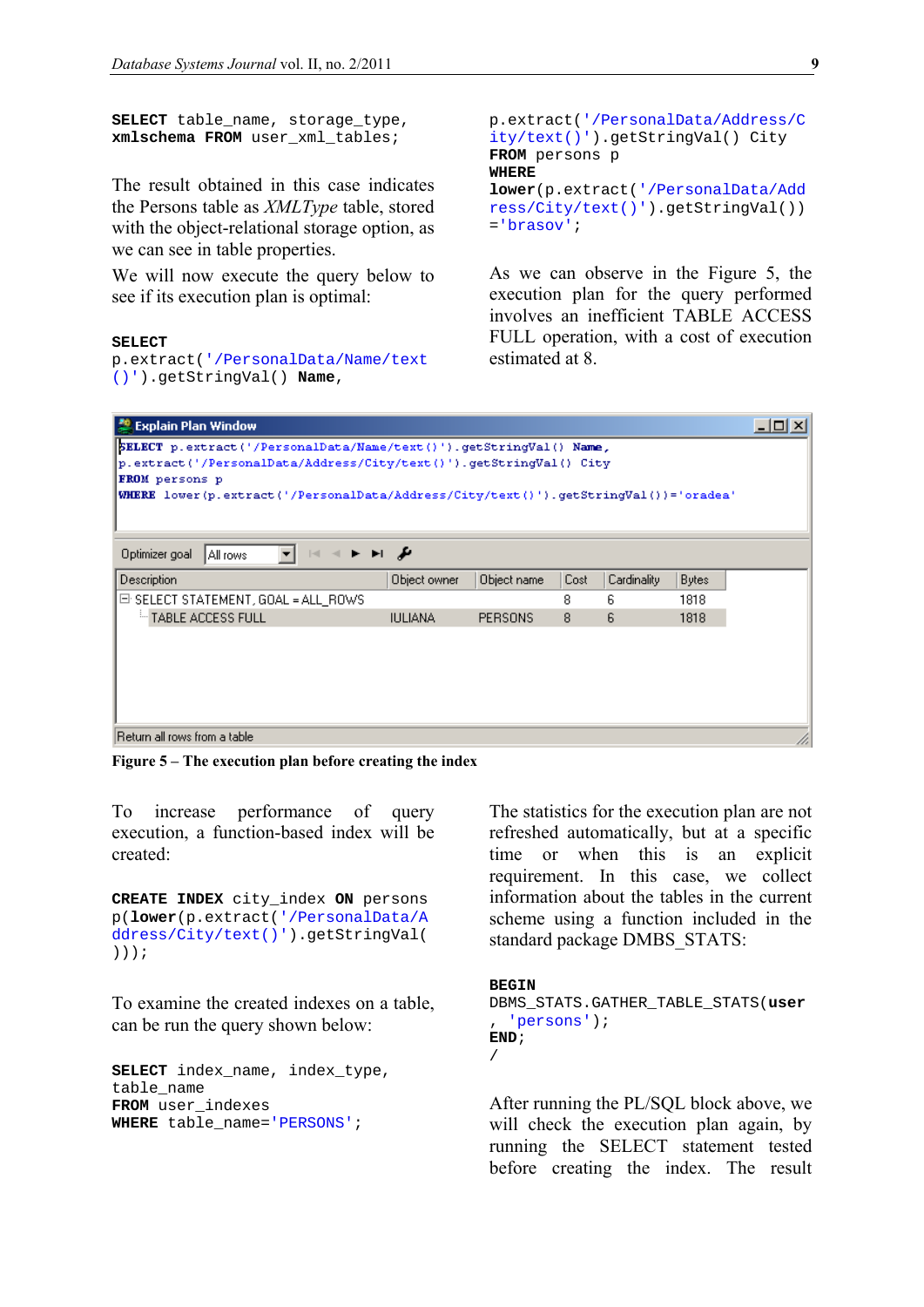```
SELECT table_name, storage_type,
xmlschema FROM user_xml_tables;
```

The result obtained in this case indicates the Persons table as *XMLType* table, stored with the object-relational storage option, as we can see in table properties.

We will now execute the query below to see if its execution plan is optimal:

```
SELECT
p.extract('/PersonalData/Name/text
()').getStringVal() Name,
p.extract('/PersonalData/Address/C
ity/text()').getStringVal() City
FROM persons p
WHERE
lower(p.extract('/PersonalData/Add
ress/City/text()').getStringVal())
='brasov';
```

As we can observe in the Figure 5, the execution plan for the query performed involves an inefficient TABLE ACCESS FULL operation, with a cost of execution estimated at 8.

Explain Plan Window

```
SELECT p.extract('/PersonalData/Name/text()').getStringVal() Name,
p.extract('/PersonalData/Address/City/text()').getStringVal() City
FROM persons p
WHERE lower(p.extract('/PersonalData/Address/City/text()').getStringVal())='oradea'
```

Optimizer goal: All rows

| Description | Object owner | Object name | Cost | Cardinality | Bytes |
|---|---|---|---|---|---|
| SELECT STATEMENT, GOAL = ALL_ROWS | | | 8 | 6 | 1818 |
| TABLE ACCESS FULL | IULIANA | PERSONS | 8 | 6 | 1818 |

Return all rows from a table

**Figure 5 – The execution plan before creating the index**

To increase performance of query execution, a function-based index will be created:

```
CREATE INDEX city_index ON persons
p(lower(p.extract('/PersonalData/A
ddress/City/text()').getStringVal(
)));
```

To examine the created indexes on a table, can be run the query shown below:

```
SELECT index_name, index_type,
table_name
FROM user_indexes
WHERE table_name='PERSONS';
```

The statistics for the execution plan are not refreshed automatically, but at a specific time or when this is an explicit requirement. In this case, we collect information about the tables in the current scheme using a function included in the standard package DMBS_STATS:

```
BEGIN
DBMS_STATS.GATHER_TABLE_STATS(user
, 'persons');
END;
/
```

After running the PL/SQL block above, we will check the execution plan again, by running the SELECT statement tested before creating the index. The result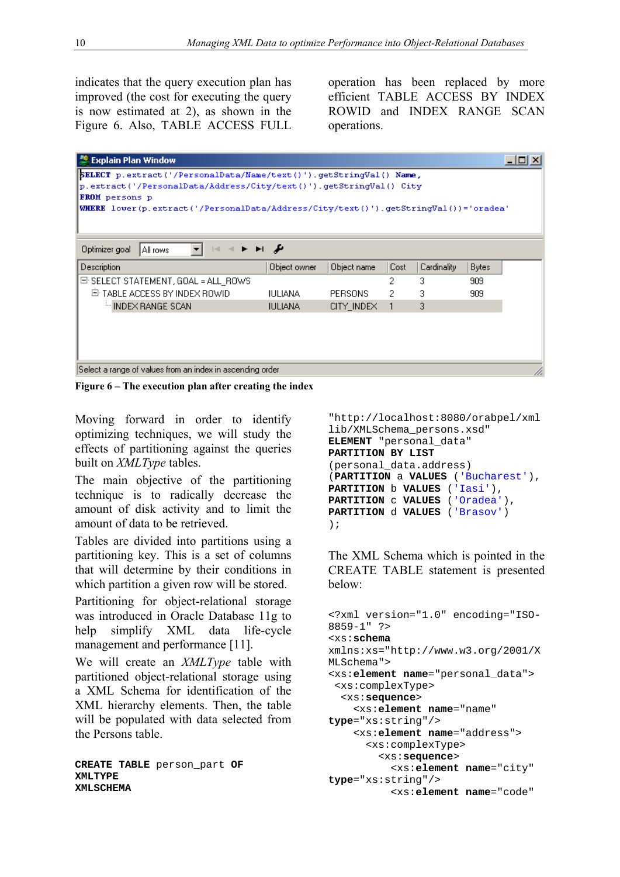indicates that the query execution plan has improved (the cost for executing the query is now estimated at 2), as shown in the Figure 6. Also, TABLE ACCESS FULL operation has been replaced by more efficient TABLE ACCESS BY INDEX ROWID and INDEX RANGE SCAN operations.

```
SELECT p.extract('/PersonalData/Name/text()').getStringVal() Name,
p.extract('/PersonalData/Address/City/text()').getStringVal() City
FROM persons p
WHERE lower(p.extract('/PersonalData/Address/City/text()').getStringVal())='oradea'
```

Optimizer goal: All rows

| Description | Object owner | Object name | Cost | Cardinality | Bytes |
|---|---|---|---|---|---|
| SELECT STATEMENT, GOAL = ALL_ROWS | | | 2 | 3 | 909 |
| TABLE ACCESS BY INDEX ROWID | IULIANA | PERSONS | 2 | 3 | 909 |
| INDEX RANGE SCAN | IULIANA | CITY_INDEX | 1 | 3 | |

Select a range of values from an index in ascending order

**Figure 6 – The execution plan after creating the index**

Moving forward in order to identify optimizing techniques, we will study the effects of partitioning against the queries built on *XMLType* tables.

The main objective of the partitioning technique is to radically decrease the amount of disk activity and to limit the amount of data to be retrieved.

Tables are divided into partitions using a partitioning key. This is a set of columns that will determine by their conditions in which partition a given row will be stored.

Partitioning for object-relational storage was introduced in Oracle Database 11g to help simplify XML data life-cycle management and performance [11].

We will create an *XMLType* table with partitioned object-relational storage using a XML Schema for identification of the XML hierarchy elements. Then, the table will be populated with data selected from the Persons table.

```
CREATE TABLE person_part OF
XMLTYPE
XMLSCHEMA
"http://localhost:8080/orabpel/xml
lib/XMLSchema_persons.xsd"
ELEMENT "personal_data"
PARTITION BY LIST
(personal_data.address)
(PARTITION a VALUES ('Bucharest'),
PARTITION b VALUES ('Iasi'),
PARTITION c VALUES ('Oradea'),
PARTITION d VALUES ('Brasov')
);
```

The XML Schema which is pointed in the CREATE TABLE statement is presented below:

```
<?xml version="1.0" encoding="ISO-
8859-1" ?>
<xs:schema
xmlns:xs="http://www.w3.org/2001/X
MLSchema">
<xs:element name="personal_data">
 <xs:complexType>
  <xs:sequence>
    <xs:element name="name"
type="xs:string"/>
    <xs:element name="address">
      <xs:complexType>
        <xs:sequence>
          <xs:element name="city"
type="xs:string"/>
          <xs:element name="code"
```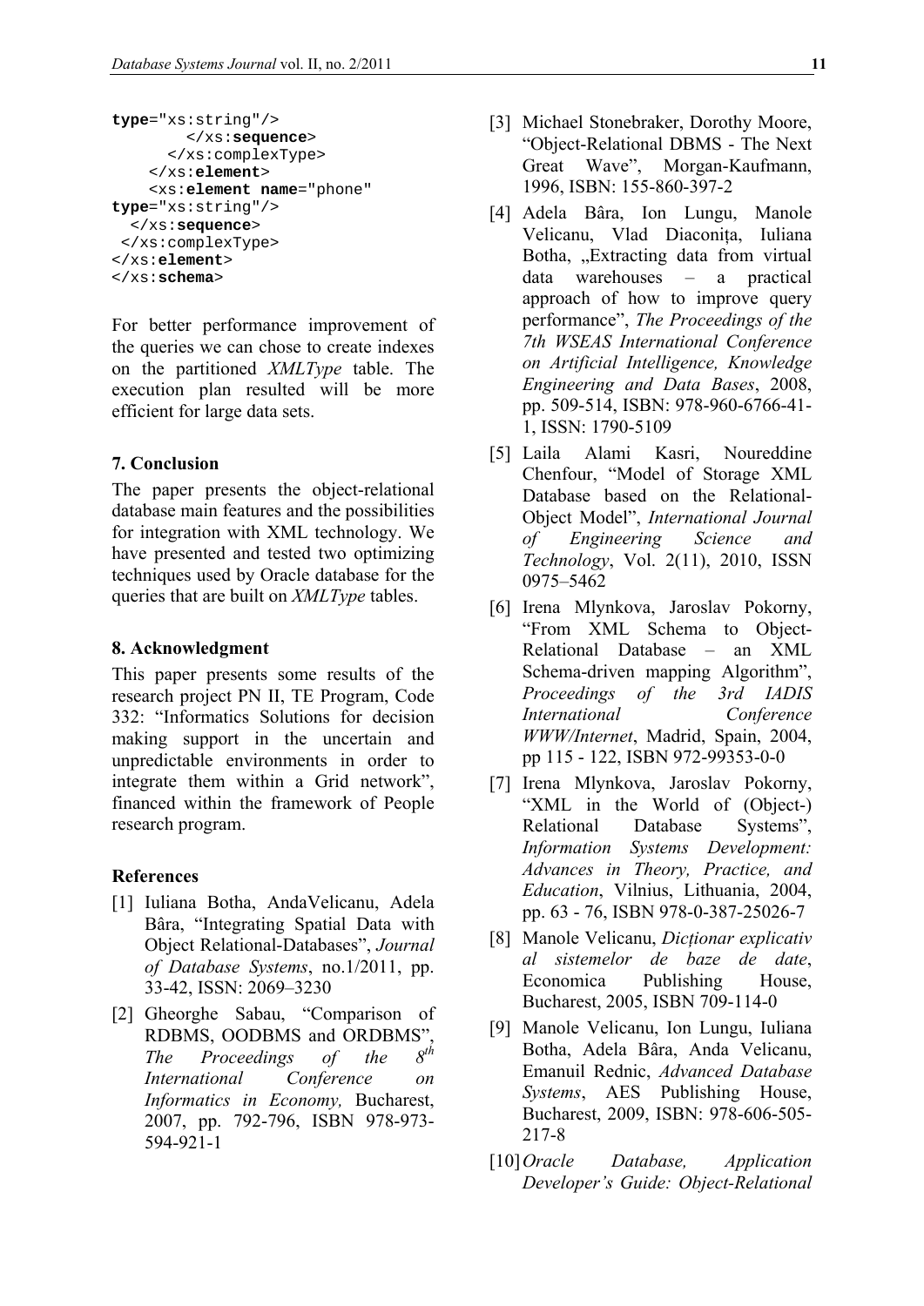```
type="xs:string"/>
        </xs:sequence>
      </xs:complexType>
    </xs:element>
    <xs:element name="phone"
type="xs:string"/>
  </xs:sequence>
 </xs:complexType>
</xs:element>
</xs:schema>
```

For better performance improvement of the queries we can chose to create indexes on the partitioned *XMLType* table. The execution plan resulted will be more efficient for large data sets.

### 7. Conclusion

The paper presents the object-relational database main features and the possibilities for integration with XML technology. We have presented and tested two optimizing techniques used by Oracle database for the queries that are built on *XMLType* tables.

### 8. Acknowledgment

This paper presents some results of the research project PN II, TE Program, Code 332: "Informatics Solutions for decision making support in the uncertain and unpredictable environments in order to integrate them within a Grid network", financed within the framework of People research program.

### References

[1] Iuliana Botha, AndaVelicanu, Adela Bâra, "Integrating Spatial Data with Object Relational-Databases", *Journal of Database Systems*, no.1/2011, pp. 33-42, ISSN: 2069–3230

[2] Gheorghe Sabau, "Comparison of RDBMS, OODBMS and ORDBMS", *The Proceedings of the 8th International Conference on Informatics in Economy,* Bucharest, 2007, pp. 792-796, ISBN 978-973-594-921-1

[3] Michael Stonebraker, Dorothy Moore, "Object-Relational DBMS - The Next Great Wave", Morgan-Kaufmann, 1996, ISBN: 155-860-397-2

[4] Adela Bâra, Ion Lungu, Manole Velicanu, Vlad Diaconița, Iuliana Botha, „Extracting data from virtual data warehouses – a practical approach of how to improve query performance", *The Proceedings of the 7th WSEAS International Conference on Artificial Intelligence, Knowledge Engineering and Data Bases*, 2008, pp. 509-514, ISBN: 978-960-6766-41-1, ISSN: 1790-5109

[5] Laila Alami Kasri, Noureddine Chenfour, "Model of Storage XML Database based on the Relational-Object Model", *International Journal of Engineering Science and Technology*, Vol. 2(11), 2010, ISSN 0975–5462

[6] Irena Mlynkova, Jaroslav Pokorny, "From XML Schema to Object-Relational Database – an XML Schema-driven mapping Algorithm", *Proceedings of the 3rd IADIS International Conference WWW/Internet*, Madrid, Spain, 2004, pp 115 - 122, ISBN 972-99353-0-0

[7] Irena Mlynkova, Jaroslav Pokorny, "XML in the World of (Object-) Relational Database Systems", *Information Systems Development: Advances in Theory, Practice, and Education*, Vilnius, Lithuania, 2004, pp. 63 - 76, ISBN 978-0-387-25026-7

[8] Manole Velicanu, *Dicționar explicativ al sistemelor de baze de date*, Economica Publishing House, Bucharest, 2005, ISBN 709-114-0

[9] Manole Velicanu, Ion Lungu, Iuliana Botha, Adela Bâra, Anda Velicanu, Emanuil Rednic, *Advanced Database Systems*, AES Publishing House, Bucharest, 2009, ISBN: 978-606-505-217-8

[10] *Oracle Database, Application Developer's Guide: Object-Relational*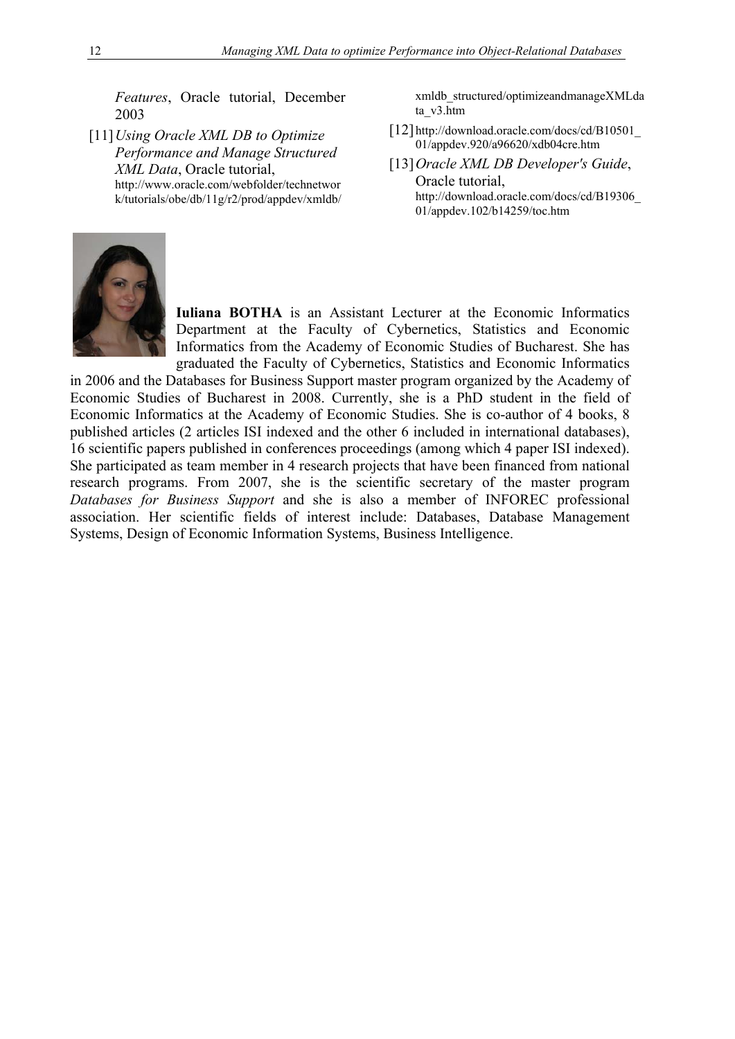*Features*, Oracle tutorial, December 2003

[11] *Using Oracle XML DB to Optimize Performance and Manage Structured XML Data*, Oracle tutorial, http://www.oracle.com/webfolder/technetwork/tutorials/obe/db/11g/r2/prod/appdev/xmldb/xmldb_structured/optimizeandmanageXMLdata_v3.htm

[12] http://download.oracle.com/docs/cd/B10501_01/appdev.920/a96620/xdb04cre.htm

[13] *Oracle XML DB Developer's Guide*, Oracle tutorial, http://download.oracle.com/docs/cd/B19306_01/appdev.102/b14259/toc.htm

**Iuliana BOTHA** is an Assistant Lecturer at the Economic Informatics Department at the Faculty of Cybernetics, Statistics and Economic Informatics from the Academy of Economic Studies of Bucharest. She has graduated the Faculty of Cybernetics, Statistics and Economic Informatics in 2006 and the Databases for Business Support master program organized by the Academy of Economic Studies of Bucharest in 2008. Currently, she is a PhD student in the field of Economic Informatics at the Academy of Economic Studies. She is co-author of 4 books, 8 published articles (2 articles ISI indexed and the other 6 included in international databases), 16 scientific papers published in conferences proceedings (among which 4 paper ISI indexed). She participated as team member in 4 research projects that have been financed from national research programs. From 2007, she is the scientific secretary of the master program *Databases for Business Support* and she is also a member of INFOREC professional association. Her scientific fields of interest include: Databases, Database Management Systems, Design of Economic Information Systems, Business Intelligence.